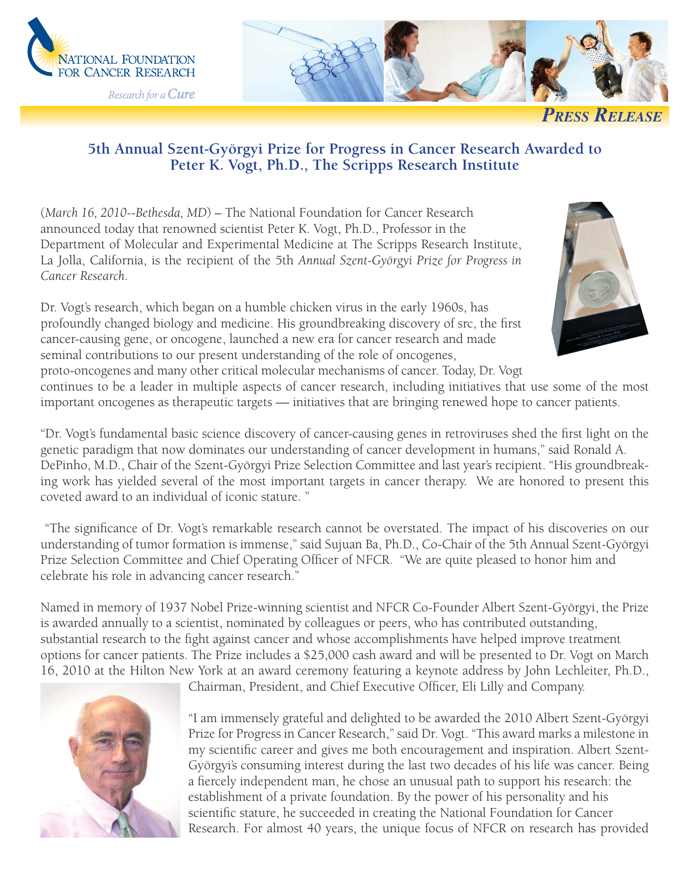NATIONAL FOUNDATION FOR CANCER RESEARCH

*Research for a Cure*

***PRESS RELEASE***

## 5th Annual Szent-Györgyi Prize for Progress in Cancer Research Awarded to Peter K. Vogt, Ph.D., The Scripps Research Institute

(*March 16, 2010--Bethesda, MD*) – The National Foundation for Cancer Research announced today that renowned scientist Peter K. Vogt, Ph.D., Professor in the Department of Molecular and Experimental Medicine at The Scripps Research Institute, La Jolla, California, is the recipient of the 5th *Annual Szent-Györgyi Prize for Progress in Cancer Research*.

Dr. Vogt's research, which began on a humble chicken virus in the early 1960s, has profoundly changed biology and medicine. His groundbreaking discovery of src, the first cancer-causing gene, or oncogene, launched a new era for cancer research and made seminal contributions to our present understanding of the role of oncogenes, proto-oncogenes and many other critical molecular mechanisms of cancer. Today, Dr. Vogt continues to be a leader in multiple aspects of cancer research, including initiatives that use some of the most important oncogenes as therapeutic targets — initiatives that are bringing renewed hope to cancer patients.

"Dr. Vogt's fundamental basic science discovery of cancer-causing genes in retroviruses shed the first light on the genetic paradigm that now dominates our understanding of cancer development in humans," said Ronald A. DePinho, M.D., Chair of the Szent-Györgyi Prize Selection Committee and last year's recipient. "His groundbreaking work has yielded several of the most important targets in cancer therapy. We are honored to present this coveted award to an individual of iconic stature."

"The significance of Dr. Vogt's remarkable research cannot be overstated. The impact of his discoveries on our understanding of tumor formation is immense," said Sujuan Ba, Ph.D., Co-Chair of the 5th Annual Szent-Györgyi Prize Selection Committee and Chief Operating Officer of NFCR. "We are quite pleased to honor him and celebrate his role in advancing cancer research."

Named in memory of 1937 Nobel Prize-winning scientist and NFCR Co-Founder Albert Szent-Györgyi, the Prize is awarded annually to a scientist, nominated by colleagues or peers, who has contributed outstanding, substantial research to the fight against cancer and whose accomplishments have helped improve treatment options for cancer patients. The Prize includes a $25,000 cash award and will be presented to Dr. Vogt on March 16, 2010 at the Hilton New York at an award ceremony featuring a keynote address by John Lechleiter, Ph.D., Chairman, President, and Chief Executive Officer, Eli Lilly and Company.

"I am immensely grateful and delighted to be awarded the 2010 Albert Szent-Györgyi Prize for Progress in Cancer Research," said Dr. Vogt. "This award marks a milestone in my scientific career and gives me both encouragement and inspiration. Albert Szent-Györgyi's consuming interest during the last two decades of his life was cancer. Being a fiercely independent man, he chose an unusual path to support his research: the establishment of a private foundation. By the power of his personality and his scientific stature, he succeeded in creating the National Foundation for Cancer Research. For almost 40 years, the unique focus of NFCR on research has provided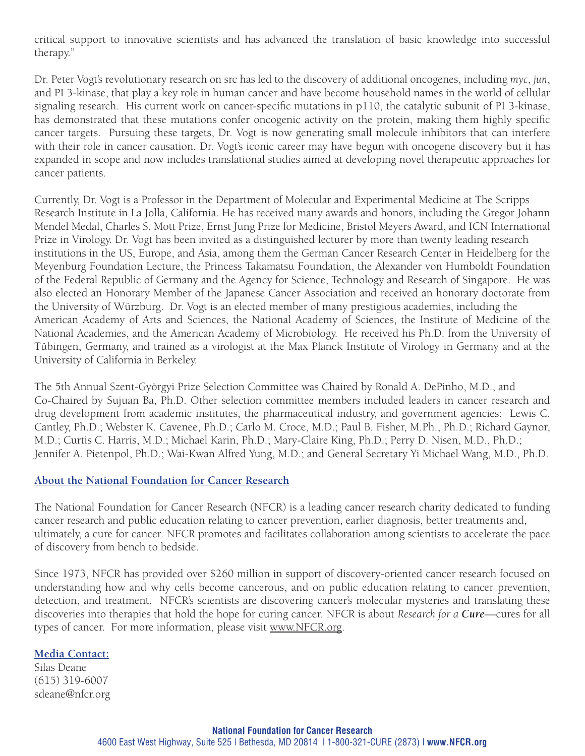critical support to innovative scientists and has advanced the translation of basic knowledge into successful therapy."

Dr. Peter Vogt's revolutionary research on src has led to the discovery of additional oncogenes, including *myc*, *jun*, and PI 3-kinase, that play a key role in human cancer and have become household names in the world of cellular signaling research. His current work on cancer-specific mutations in p110, the catalytic subunit of PI 3-kinase, has demonstrated that these mutations confer oncogenic activity on the protein, making them highly specific cancer targets. Pursuing these targets, Dr. Vogt is now generating small molecule inhibitors that can interfere with their role in cancer causation. Dr. Vogt's iconic career may have begun with oncogene discovery but it has expanded in scope and now includes translational studies aimed at developing novel therapeutic approaches for cancer patients.

Currently, Dr. Vogt is a Professor in the Department of Molecular and Experimental Medicine at The Scripps Research Institute in La Jolla, California. He has received many awards and honors, including the Gregor Johann Mendel Medal, Charles S. Mott Prize, Ernst Jung Prize for Medicine, Bristol Meyers Award, and ICN International Prize in Virology. Dr. Vogt has been invited as a distinguished lecturer by more than twenty leading research institutions in the US, Europe, and Asia, among them the German Cancer Research Center in Heidelberg for the Meyenburg Foundation Lecture, the Princess Takamatsu Foundation, the Alexander von Humboldt Foundation of the Federal Republic of Germany and the Agency for Science, Technology and Research of Singapore. He was also elected an Honorary Member of the Japanese Cancer Association and received an honorary doctorate from the University of Würzburg. Dr. Vogt is an elected member of many prestigious academies, including the American Academy of Arts and Sciences, the National Academy of Sciences, the Institute of Medicine of the National Academies, and the American Academy of Microbiology. He received his Ph.D. from the University of Tübingen, Germany, and trained as a virologist at the Max Planck Institute of Virology in Germany and at the University of California in Berkeley.

The 5th Annual Szent-Györgyi Prize Selection Committee was Chaired by Ronald A. DePinho, M.D., and Co-Chaired by Sujuan Ba, Ph.D. Other selection committee members included leaders in cancer research and drug development from academic institutes, the pharmaceutical industry, and government agencies: Lewis C. Cantley, Ph.D.; Webster K. Cavenee, Ph.D.; Carlo M. Croce, M.D.; Paul B. Fisher, M.Ph., Ph.D.; Richard Gaynor, M.D.; Curtis C. Harris, M.D.; Michael Karin, Ph.D.; Mary-Claire King, Ph.D.; Perry D. Nisen, M.D., Ph.D.; Jennifer A. Pietenpol, Ph.D.; Wai-Kwan Alfred Yung, M.D.; and General Secretary Yi Michael Wang, M.D., Ph.D.

## About the National Foundation for Cancer Research

The National Foundation for Cancer Research (NFCR) is a leading cancer research charity dedicated to funding cancer research and public education relating to cancer prevention, earlier diagnosis, better treatments and, ultimately, a cure for cancer. NFCR promotes and facilitates collaboration among scientists to accelerate the pace of discovery from bench to bedside.

Since 1973, NFCR has provided over $260 million in support of discovery-oriented cancer research focused on understanding how and why cells become cancerous, and on public education relating to cancer prevention, detection, and treatment. NFCR's scientists are discovering cancer's molecular mysteries and translating these discoveries into therapies that hold the hope for curing cancer. NFCR is about *Research for a* ***Cure***—cures for all types of cancer. For more information, please visit www.NFCR.org.

**Media Contact:**

Silas Deane
(615) 319-6007
sdeane@nfcr.org

**National Foundation for Cancer Research**
4600 East West Highway, Suite 525 | Bethesda, MD 20814 | 1-800-321-CURE (2873) | **www.NFCR.org**